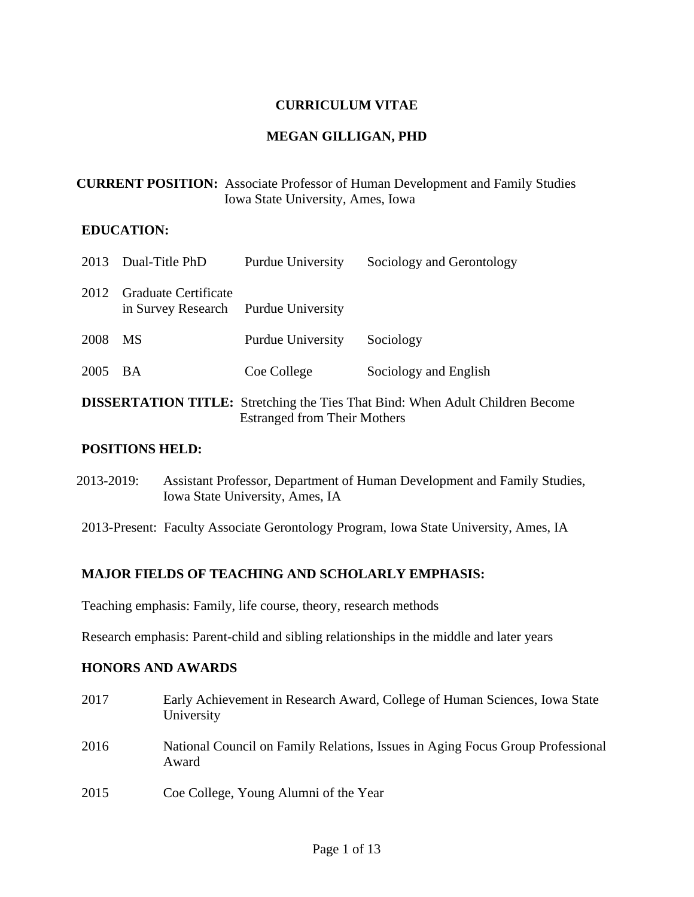# CURRICULUM VITAE

# MEGAN GILLIGAN, PHD

**CURRENT POSITION:** Associate Professor of Human Development and Family Studies
Iowa State University, Ames, Iowa

## EDUCATION:

| | | | |
|---|---|---|---|
| 2013 | Dual-Title PhD | Purdue University | Sociology and Gerontology |
| 2012 | Graduate Certificate in Survey Research | Purdue University | |
| 2008 | MS | Purdue University | Sociology |
| 2005 | BA | Coe College | Sociology and English |

**DISSERTATION TITLE:** Stretching the Ties That Bind: When Adult Children Become Estranged from Their Mothers

## POSITIONS HELD:

2013-2019: Assistant Professor, Department of Human Development and Family Studies, Iowa State University, Ames, IA

2013-Present: Faculty Associate Gerontology Program, Iowa State University, Ames, IA

## MAJOR FIELDS OF TEACHING AND SCHOLARLY EMPHASIS:

Teaching emphasis: Family, life course, theory, research methods

Research emphasis: Parent-child and sibling relationships in the middle and later years

## HONORS AND AWARDS

2017 Early Achievement in Research Award, College of Human Sciences, Iowa State University

2016 National Council on Family Relations, Issues in Aging Focus Group Professional Award

2015 Coe College, Young Alumni of the Year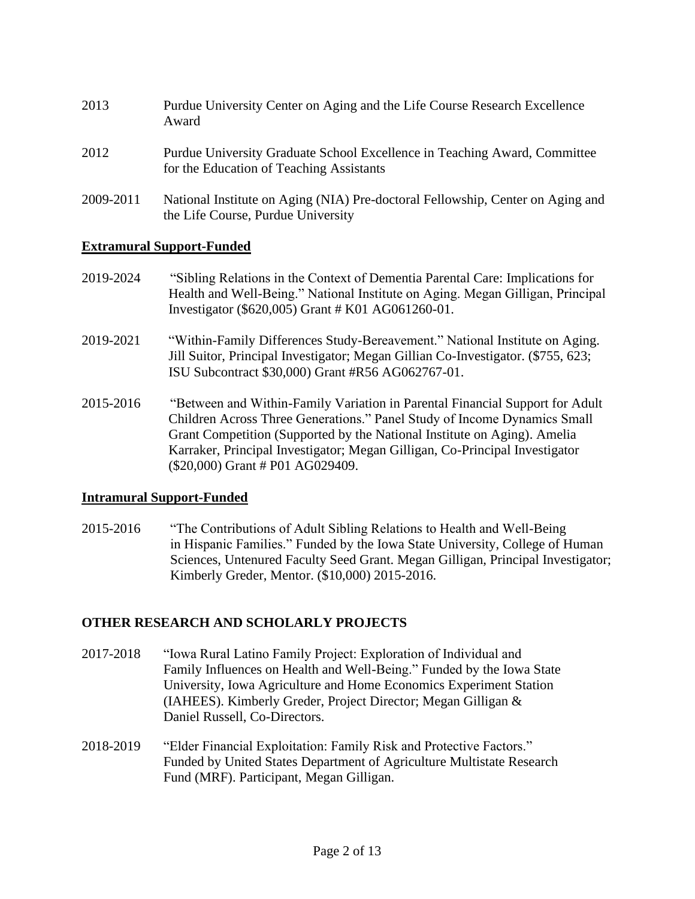2013 Purdue University Center on Aging and the Life Course Research Excellence Award

2012 Purdue University Graduate School Excellence in Teaching Award, Committee for the Education of Teaching Assistants

2009-2011 National Institute on Aging (NIA) Pre-doctoral Fellowship, Center on Aging and the Life Course, Purdue University

**Extramural Support-Funded**

2019-2024 "Sibling Relations in the Context of Dementia Parental Care: Implications for Health and Well-Being." National Institute on Aging. Megan Gilligan, Principal Investigator ($620,005) Grant # K01 AG061260-01.

2019-2021 "Within-Family Differences Study-Bereavement." National Institute on Aging. Jill Suitor, Principal Investigator; Megan Gillian Co-Investigator. ($755, 623; ISU Subcontract $30,000) Grant #R56 AG062767-01.

2015-2016 "Between and Within-Family Variation in Parental Financial Support for Adult Children Across Three Generations." Panel Study of Income Dynamics Small Grant Competition (Supported by the National Institute on Aging). Amelia Karraker, Principal Investigator; Megan Gilligan, Co-Principal Investigator ($20,000) Grant # P01 AG029409.

**Intramural Support-Funded**

2015-2016 "The Contributions of Adult Sibling Relations to Health and Well-Being in Hispanic Families." Funded by the Iowa State University, College of Human Sciences, Untenured Faculty Seed Grant. Megan Gilligan, Principal Investigator; Kimberly Greder, Mentor. ($10,000) 2015-2016.

## OTHER RESEARCH AND SCHOLARLY PROJECTS

2017-2018 "Iowa Rural Latino Family Project: Exploration of Individual and Family Influences on Health and Well-Being." Funded by the Iowa State University, Iowa Agriculture and Home Economics Experiment Station (IAHEES). Kimberly Greder, Project Director; Megan Gilligan & Daniel Russell, Co-Directors.

2018-2019 "Elder Financial Exploitation: Family Risk and Protective Factors." Funded by United States Department of Agriculture Multistate Research Fund (MRF). Participant, Megan Gilligan.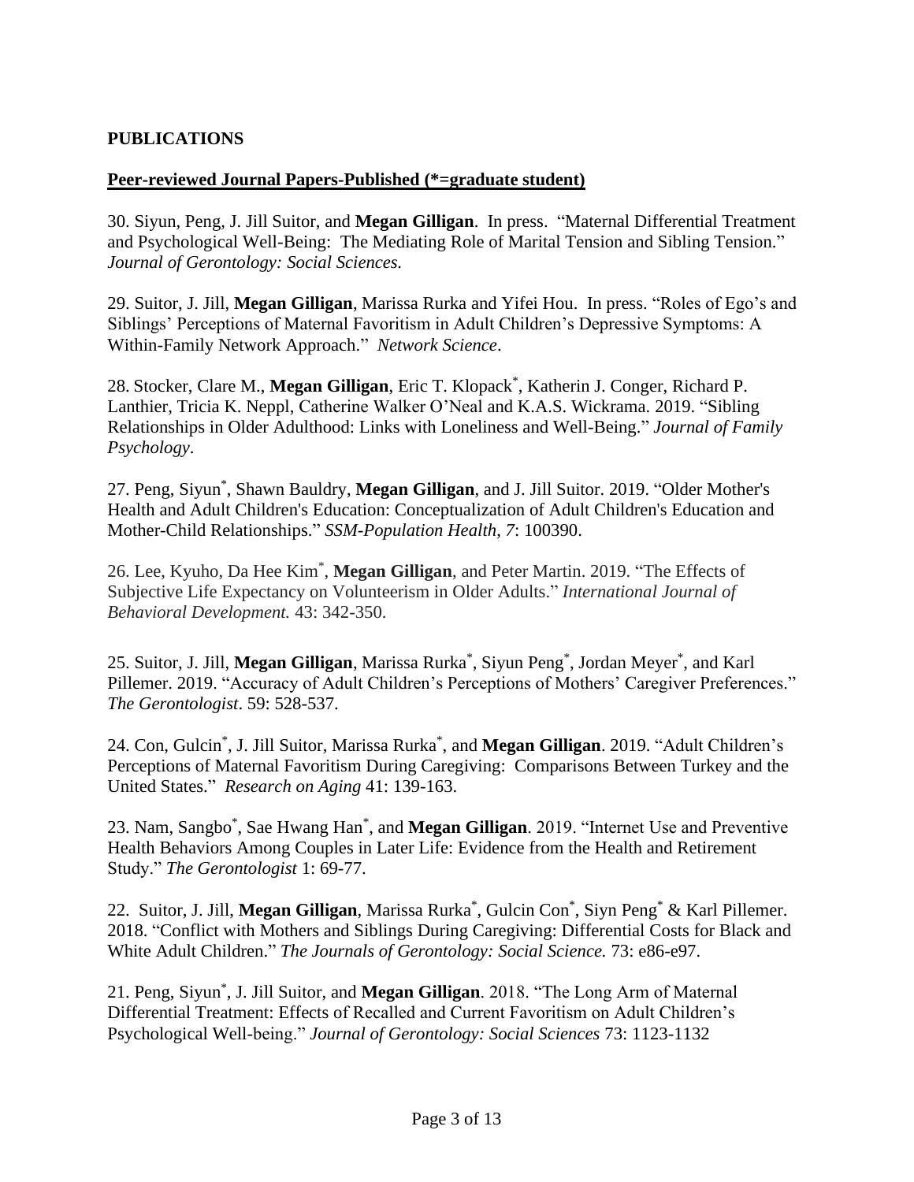## PUBLICATIONS

**Peer-reviewed Journal Papers-Published (*=graduate student)**

30. Siyun, Peng, J. Jill Suitor, and **Megan Gilligan**. In press. "Maternal Differential Treatment and Psychological Well-Being: The Mediating Role of Marital Tension and Sibling Tension." *Journal of Gerontology: Social Sciences.*

29. Suitor, J. Jill, **Megan Gilligan**, Marissa Rurka and Yifei Hou. In press. "Roles of Ego's and Siblings' Perceptions of Maternal Favoritism in Adult Children's Depressive Symptoms: A Within-Family Network Approach." *Network Science*.

28. Stocker, Clare M., **Megan Gilligan**, Eric T. Klopack*, Katherin J. Conger, Richard P. Lanthier, Tricia K. Neppl, Catherine Walker O'Neal and K.A.S. Wickrama. 2019. "Sibling Relationships in Older Adulthood: Links with Loneliness and Well-Being." *Journal of Family Psychology*.

27. Peng, Siyun*, Shawn Bauldry, **Megan Gilligan**, and J. Jill Suitor. 2019. "Older Mother's Health and Adult Children's Education: Conceptualization of Adult Children's Education and Mother-Child Relationships." *SSM-Population Health*, *7*: 100390.

26. Lee, Kyuho, Da Hee Kim*, **Megan Gilligan**, and Peter Martin. 2019. "The Effects of Subjective Life Expectancy on Volunteerism in Older Adults." *International Journal of Behavioral Development.* 43: 342-350.

25. Suitor, J. Jill, **Megan Gilligan**, Marissa Rurka*, Siyun Peng*, Jordan Meyer*, and Karl Pillemer. 2019. "Accuracy of Adult Children's Perceptions of Mothers' Caregiver Preferences." *The Gerontologist*. 59: 528-537.

24. Con, Gulcin*, J. Jill Suitor, Marissa Rurka*, and **Megan Gilligan**. 2019. "Adult Children's Perceptions of Maternal Favoritism During Caregiving: Comparisons Between Turkey and the United States." *Research on Aging* 41: 139-163.

23. Nam, Sangbo*, Sae Hwang Han*, and **Megan Gilligan**. 2019. "Internet Use and Preventive Health Behaviors Among Couples in Later Life: Evidence from the Health and Retirement Study." *The Gerontologist* 1: 69-77.

22. Suitor, J. Jill, **Megan Gilligan**, Marissa Rurka*, Gulcin Con*, Siyn Peng* & Karl Pillemer. 2018. "Conflict with Mothers and Siblings During Caregiving: Differential Costs for Black and White Adult Children." *The Journals of Gerontology: Social Science.* 73: e86-e97.

21. Peng, Siyun*, J. Jill Suitor, and **Megan Gilligan**. 2018. "The Long Arm of Maternal Differential Treatment: Effects of Recalled and Current Favoritism on Adult Children's Psychological Well-being." *Journal of Gerontology: Social Sciences* 73: 1123-1132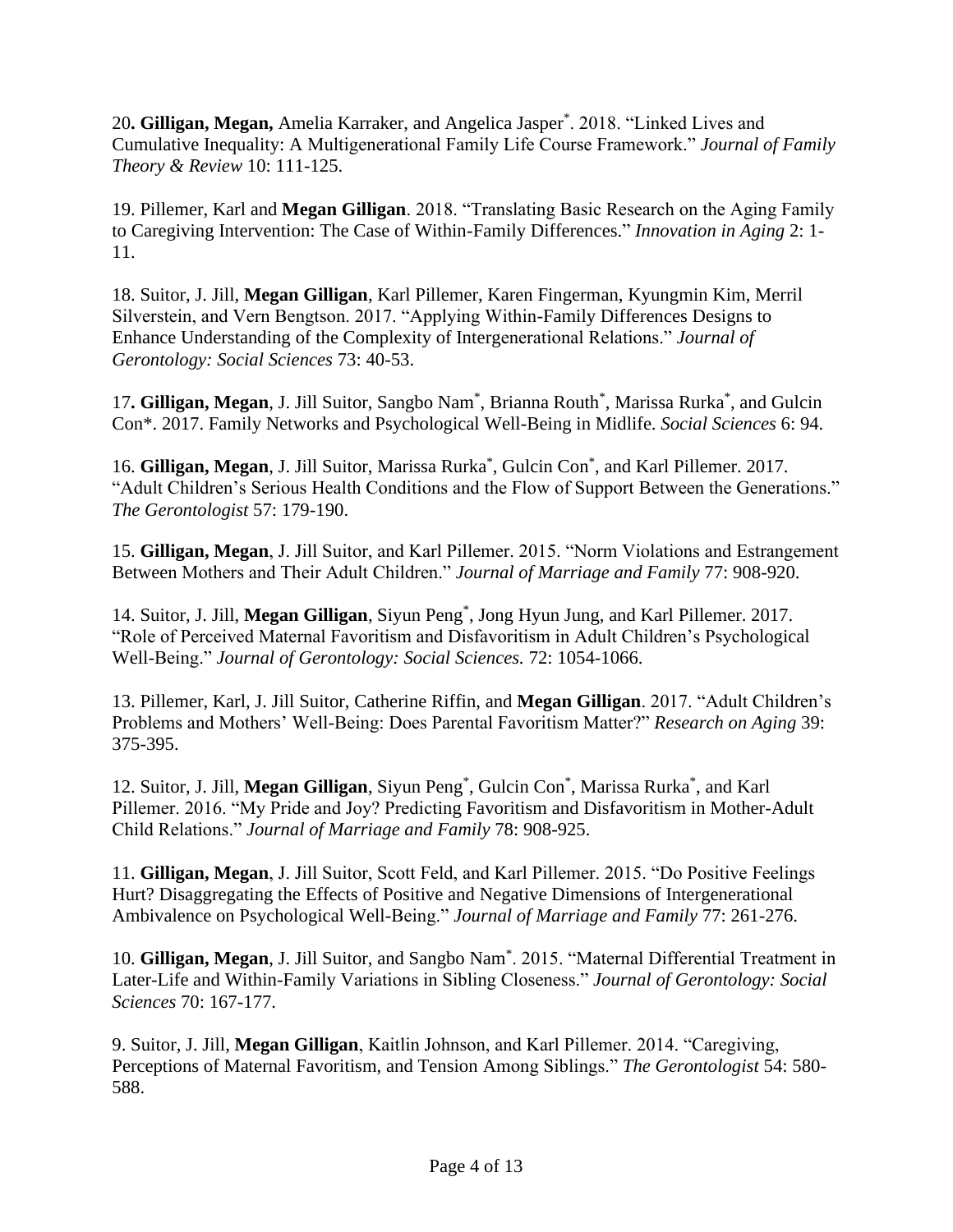20**. Gilligan, Megan,** Amelia Karraker, and Angelica Jasper[*]. 2018. "Linked Lives and Cumulative Inequality: A Multigenerational Family Life Course Framework." *Journal of Family Theory & Review* 10: 111-125.

19. Pillemer, Karl and **Megan Gilligan**. 2018. "Translating Basic Research on the Aging Family to Caregiving Intervention: The Case of Within-Family Differences." *Innovation in Aging* 2: 1-11.

18. Suitor, J. Jill, **Megan Gilligan**, Karl Pillemer, Karen Fingerman, Kyungmin Kim, Merril Silverstein, and Vern Bengtson. 2017. "Applying Within-Family Differences Designs to Enhance Understanding of the Complexity of Intergenerational Relations." *Journal of Gerontology: Social Sciences* 73: 40-53.

17**. Gilligan, Megan**, J. Jill Suitor, Sangbo Nam[*], Brianna Routh[*], Marissa Rurka[*], and Gulcin Con*. 2017. Family Networks and Psychological Well-Being in Midlife. *Social Sciences* 6: 94.

16. **Gilligan, Megan**, J. Jill Suitor, Marissa Rurka[*], Gulcin Con[*], and Karl Pillemer. 2017. "Adult Children's Serious Health Conditions and the Flow of Support Between the Generations." *The Gerontologist* 57: 179-190.

15. **Gilligan, Megan**, J. Jill Suitor, and Karl Pillemer. 2015. "Norm Violations and Estrangement Between Mothers and Their Adult Children." *Journal of Marriage and Family* 77: 908-920.

14. Suitor, J. Jill, **Megan Gilligan**, Siyun Peng[*], Jong Hyun Jung, and Karl Pillemer. 2017. "Role of Perceived Maternal Favoritism and Disfavoritism in Adult Children's Psychological Well-Being." *Journal of Gerontology: Social Sciences.* 72: 1054-1066.

13. Pillemer, Karl, J. Jill Suitor, Catherine Riffin, and **Megan Gilligan**. 2017. "Adult Children's Problems and Mothers' Well-Being: Does Parental Favoritism Matter?" *Research on Aging* 39: 375-395.

12. Suitor, J. Jill, **Megan Gilligan**, Siyun Peng[*], Gulcin Con[*], Marissa Rurka[*], and Karl Pillemer. 2016. "My Pride and Joy? Predicting Favoritism and Disfavoritism in Mother-Adult Child Relations." *Journal of Marriage and Family* 78: 908-925.

11. **Gilligan, Megan**, J. Jill Suitor, Scott Feld, and Karl Pillemer. 2015. "Do Positive Feelings Hurt? Disaggregating the Effects of Positive and Negative Dimensions of Intergenerational Ambivalence on Psychological Well-Being." *Journal of Marriage and Family* 77: 261-276.

10. **Gilligan, Megan**, J. Jill Suitor, and Sangbo Nam[*]. 2015. "Maternal Differential Treatment in Later-Life and Within-Family Variations in Sibling Closeness." *Journal of Gerontology: Social Sciences* 70: 167-177.

9. Suitor, J. Jill, **Megan Gilligan**, Kaitlin Johnson, and Karl Pillemer. 2014. "Caregiving, Perceptions of Maternal Favoritism, and Tension Among Siblings." *The Gerontologist* 54: 580-588.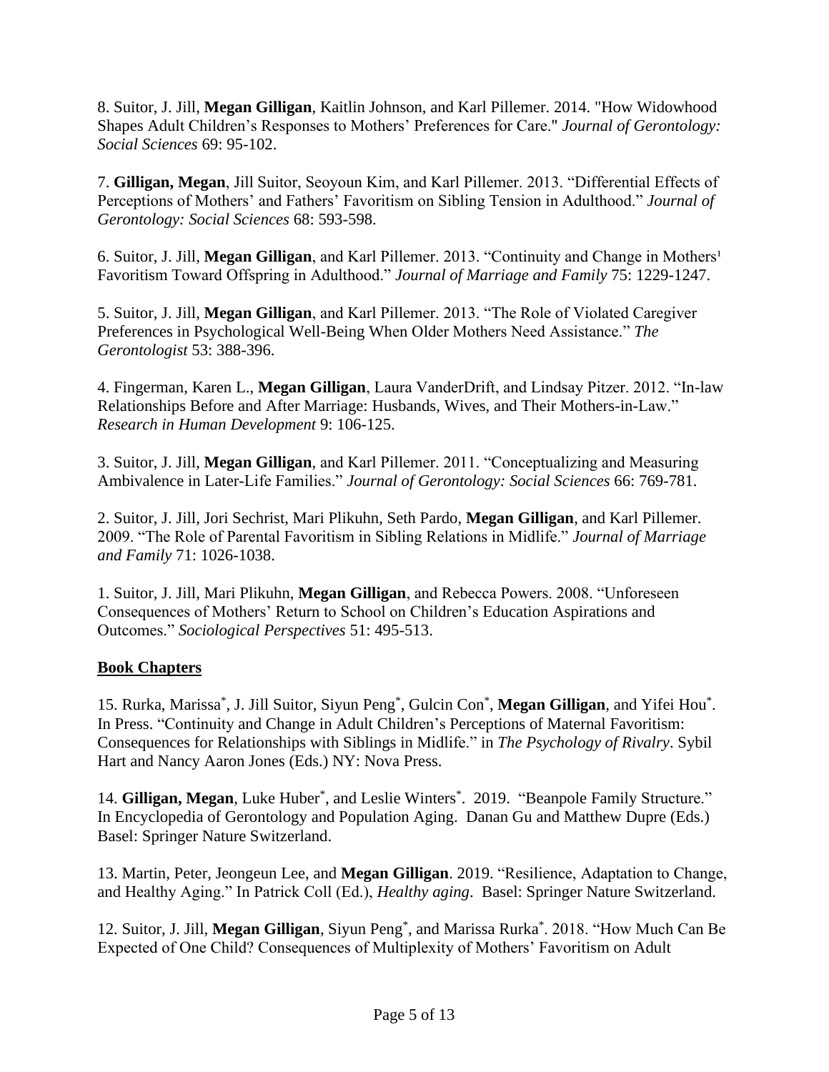8. Suitor, J. Jill, **Megan Gilligan**, Kaitlin Johnson, and Karl Pillemer. 2014. "How Widowhood Shapes Adult Children's Responses to Mothers' Preferences for Care." *Journal of Gerontology: Social Sciences* 69: 95-102.

7. **Gilligan, Megan**, Jill Suitor, Seoyoun Kim, and Karl Pillemer. 2013. "Differential Effects of Perceptions of Mothers' and Fathers' Favoritism on Sibling Tension in Adulthood." *Journal of Gerontology: Social Sciences* 68: 593-598.

6. Suitor, J. Jill, **Megan Gilligan**, and Karl Pillemer. 2013. "Continuity and Change in Mothers[1] Favoritism Toward Offspring in Adulthood." *Journal of Marriage and Family* 75: 1229-1247.

5. Suitor, J. Jill, **Megan Gilligan**, and Karl Pillemer. 2013. "The Role of Violated Caregiver Preferences in Psychological Well-Being When Older Mothers Need Assistance." *The Gerontologist* 53: 388-396.

4. Fingerman, Karen L., **Megan Gilligan**, Laura VanderDrift, and Lindsay Pitzer. 2012. "In-law Relationships Before and After Marriage: Husbands, Wives, and Their Mothers-in-Law." *Research in Human Development* 9: 106-125.

3. Suitor, J. Jill, **Megan Gilligan**, and Karl Pillemer. 2011. "Conceptualizing and Measuring Ambivalence in Later-Life Families." *Journal of Gerontology: Social Sciences* 66: 769-781.

2. Suitor, J. Jill, Jori Sechrist, Mari Plikuhn, Seth Pardo, **Megan Gilligan**, and Karl Pillemer. 2009. "The Role of Parental Favoritism in Sibling Relations in Midlife." *Journal of Marriage and Family* 71: 1026-1038.

1. Suitor, J. Jill, Mari Plikuhn, **Megan Gilligan**, and Rebecca Powers. 2008. "Unforeseen Consequences of Mothers' Return to School on Children's Education Aspirations and Outcomes." *Sociological Perspectives* 51: 495-513.

**Book Chapters**

15. Rurka, Marissa[*], J. Jill Suitor, Siyun Peng[*], Gulcin Con[*], **Megan Gilligan**, and Yifei Hou[*]. In Press. "Continuity and Change in Adult Children's Perceptions of Maternal Favoritism: Consequences for Relationships with Siblings in Midlife." in *The Psychology of Rivalry*. Sybil Hart and Nancy Aaron Jones (Eds.) NY: Nova Press.

14. **Gilligan, Megan**, Luke Huber[*], and Leslie Winters[*]. 2019. "Beanpole Family Structure." In Encyclopedia of Gerontology and Population Aging. Danan Gu and Matthew Dupre (Eds.) Basel: Springer Nature Switzerland.

13. Martin, Peter, Jeongeun Lee, and **Megan Gilligan**. 2019. "Resilience, Adaptation to Change, and Healthy Aging." In Patrick Coll (Ed.), *Healthy aging*. Basel: Springer Nature Switzerland.

12. Suitor, J. Jill, **Megan Gilligan**, Siyun Peng[*], and Marissa Rurka[*]. 2018. "How Much Can Be Expected of One Child? Consequences of Multiplexity of Mothers' Favoritism on Adult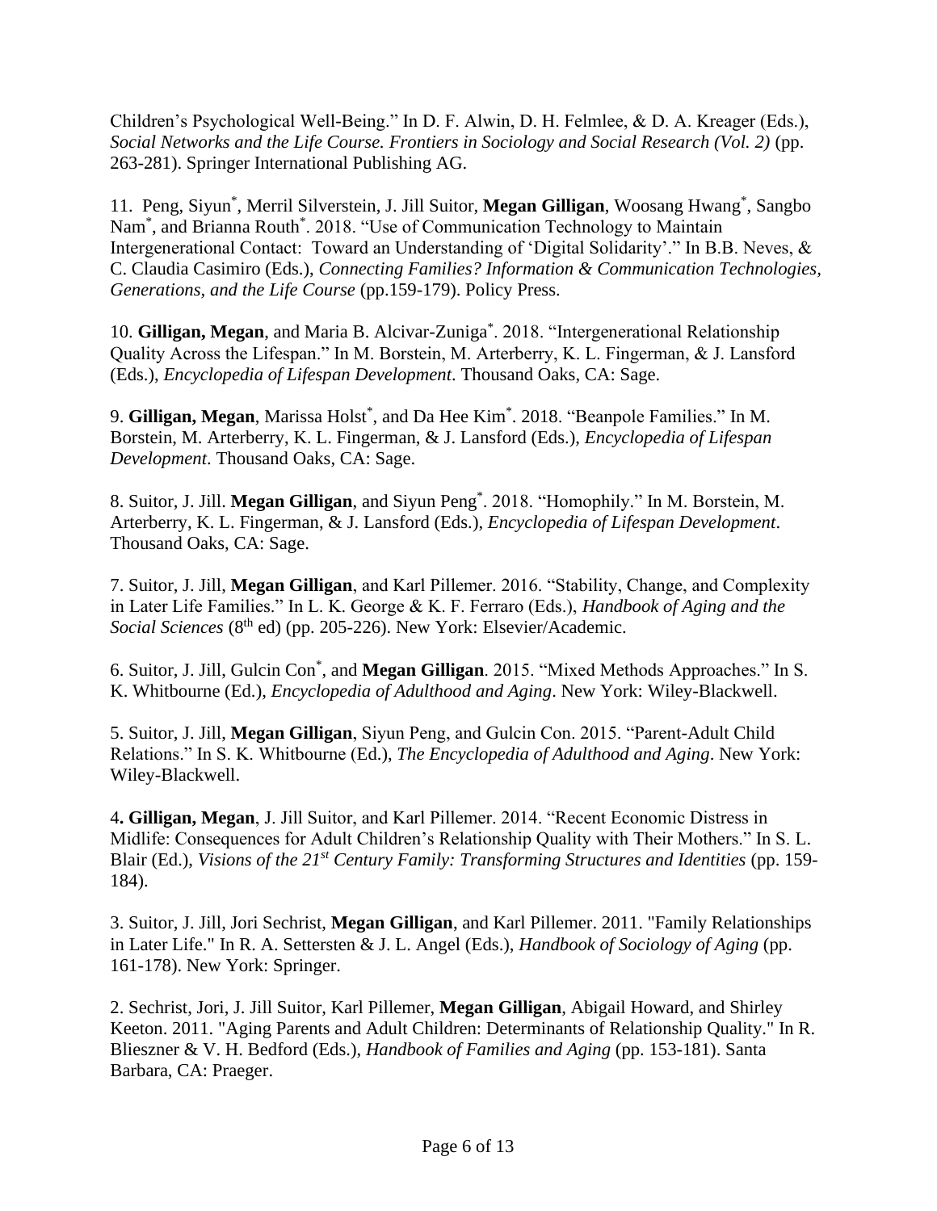Children's Psychological Well-Being." In D. F. Alwin, D. H. Felmlee, & D. A. Kreager (Eds.), *Social Networks and the Life Course. Frontiers in Sociology and Social Research (Vol. 2)* (pp. 263-281). Springer International Publishing AG.

11. Peng, Siyun*, Merril Silverstein, J. Jill Suitor, **Megan Gilligan**, Woosang Hwang*, Sangbo Nam*, and Brianna Routh*. 2018. "Use of Communication Technology to Maintain Intergenerational Contact: Toward an Understanding of 'Digital Solidarity'." In B.B. Neves, & C. Claudia Casimiro (Eds.), *Connecting Families? Information & Communication Technologies, Generations, and the Life Course* (pp.159-179). Policy Press.

10. **Gilligan, Megan**, and Maria B. Alcivar-Zuniga*. 2018. "Intergenerational Relationship Quality Across the Lifespan." In M. Borstein, M. Arterberry, K. L. Fingerman, & J. Lansford (Eds.), *Encyclopedia of Lifespan Development*. Thousand Oaks, CA: Sage.

9. **Gilligan, Megan**, Marissa Holst*, and Da Hee Kim*. 2018. "Beanpole Families." In M. Borstein, M. Arterberry, K. L. Fingerman, & J. Lansford (Eds.), *Encyclopedia of Lifespan Development*. Thousand Oaks, CA: Sage.

8. Suitor, J. Jill. **Megan Gilligan**, and Siyun Peng*. 2018. "Homophily." In M. Borstein, M. Arterberry, K. L. Fingerman, & J. Lansford (Eds.), *Encyclopedia of Lifespan Development*. Thousand Oaks, CA: Sage.

7. Suitor, J. Jill, **Megan Gilligan**, and Karl Pillemer. 2016. "Stability, Change, and Complexity in Later Life Families." In L. K. George & K. F. Ferraro (Eds.), *Handbook of Aging and the Social Sciences* (8th ed) (pp. 205-226). New York: Elsevier/Academic.

6. Suitor, J. Jill, Gulcin Con*, and **Megan Gilligan**. 2015. "Mixed Methods Approaches." In S. K. Whitbourne (Ed.), *Encyclopedia of Adulthood and Aging*. New York: Wiley-Blackwell.

5. Suitor, J. Jill, **Megan Gilligan**, Siyun Peng, and Gulcin Con. 2015. "Parent-Adult Child Relations." In S. K. Whitbourne (Ed.), *The Encyclopedia of Adulthood and Aging*. New York: Wiley-Blackwell.

4. **Gilligan, Megan**, J. Jill Suitor, and Karl Pillemer. 2014. "Recent Economic Distress in Midlife: Consequences for Adult Children's Relationship Quality with Their Mothers." In S. L. Blair (Ed.), *Visions of the 21st Century Family: Transforming Structures and Identities* (pp. 159-184).

3. Suitor, J. Jill, Jori Sechrist, **Megan Gilligan**, and Karl Pillemer. 2011. "Family Relationships in Later Life." In R. A. Settersten & J. L. Angel (Eds.), *Handbook of Sociology of Aging* (pp. 161-178). New York: Springer.

2. Sechrist, Jori, J. Jill Suitor, Karl Pillemer, **Megan Gilligan**, Abigail Howard, and Shirley Keeton. 2011. "Aging Parents and Adult Children: Determinants of Relationship Quality." In R. Blieszner & V. H. Bedford (Eds.), *Handbook of Families and Aging* (pp. 153-181). Santa Barbara, CA: Praeger.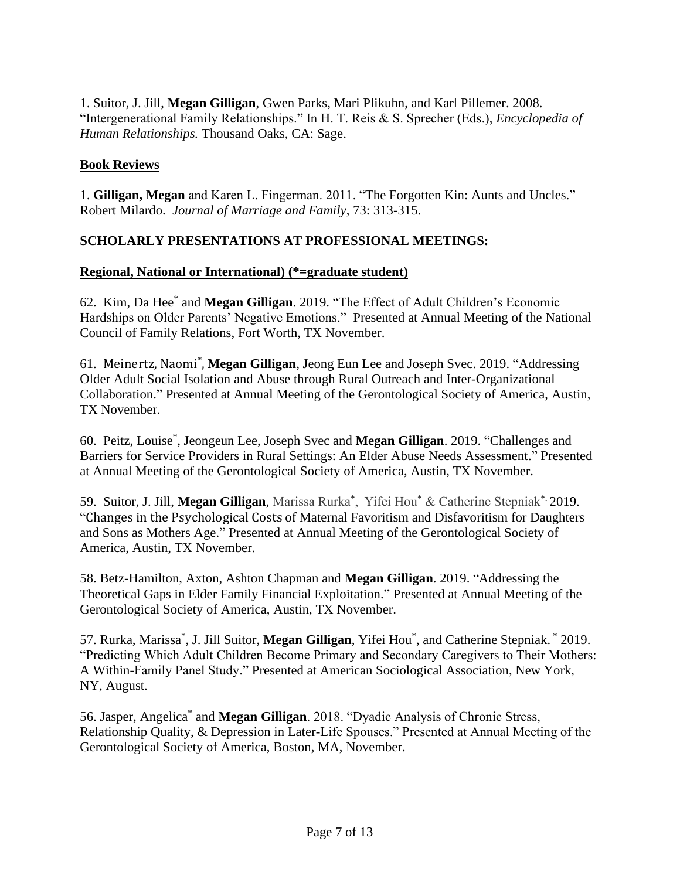1. Suitor, J. Jill, **Megan Gilligan**, Gwen Parks, Mari Plikuhn, and Karl Pillemer. 2008. "Intergenerational Family Relationships." In H. T. Reis & S. Sprecher (Eds.), *Encyclopedia of Human Relationships.* Thousand Oaks, CA: Sage.

**Book Reviews**

1. **Gilligan, Megan** and Karen L. Fingerman. 2011. "The Forgotten Kin: Aunts and Uncles." Robert Milardo. *Journal of Marriage and Family*, 73: 313-315.

## SCHOLARLY PRESENTATIONS AT PROFESSIONAL MEETINGS:

**Regional, National or International) (*=graduate student)**

62. Kim, Da Hee* and **Megan Gilligan**. 2019. "The Effect of Adult Children's Economic Hardships on Older Parents' Negative Emotions." Presented at Annual Meeting of the National Council of Family Relations, Fort Worth, TX November.

61. Meinertz, Naomi*, **Megan Gilligan**, Jeong Eun Lee and Joseph Svec. 2019. "Addressing Older Adult Social Isolation and Abuse through Rural Outreach and Inter-Organizational Collaboration." Presented at Annual Meeting of the Gerontological Society of America, Austin, TX November.

60. Peitz, Louise*, Jeongeun Lee, Joseph Svec and **Megan Gilligan**. 2019. "Challenges and Barriers for Service Providers in Rural Settings: An Elder Abuse Needs Assessment." Presented at Annual Meeting of the Gerontological Society of America, Austin, TX November.

59. Suitor, J. Jill, **Megan Gilligan**, Marissa Rurka*, Yifei Hou* & Catherine Stepniak*. 2019. "Changes in the Psychological Costs of Maternal Favoritism and Disfavoritism for Daughters and Sons as Mothers Age." Presented at Annual Meeting of the Gerontological Society of America, Austin, TX November.

58. Betz-Hamilton, Axton, Ashton Chapman and **Megan Gilligan**. 2019. "Addressing the Theoretical Gaps in Elder Family Financial Exploitation." Presented at Annual Meeting of the Gerontological Society of America, Austin, TX November.

57. Rurka, Marissa*, J. Jill Suitor, **Megan Gilligan**, Yifei Hou*, and Catherine Stepniak.* 2019. "Predicting Which Adult Children Become Primary and Secondary Caregivers to Their Mothers: A Within-Family Panel Study." Presented at American Sociological Association, New York, NY, August.

56. Jasper, Angelica* and **Megan Gilligan**. 2018. "Dyadic Analysis of Chronic Stress, Relationship Quality, & Depression in Later-Life Spouses." Presented at Annual Meeting of the Gerontological Society of America, Boston, MA, November.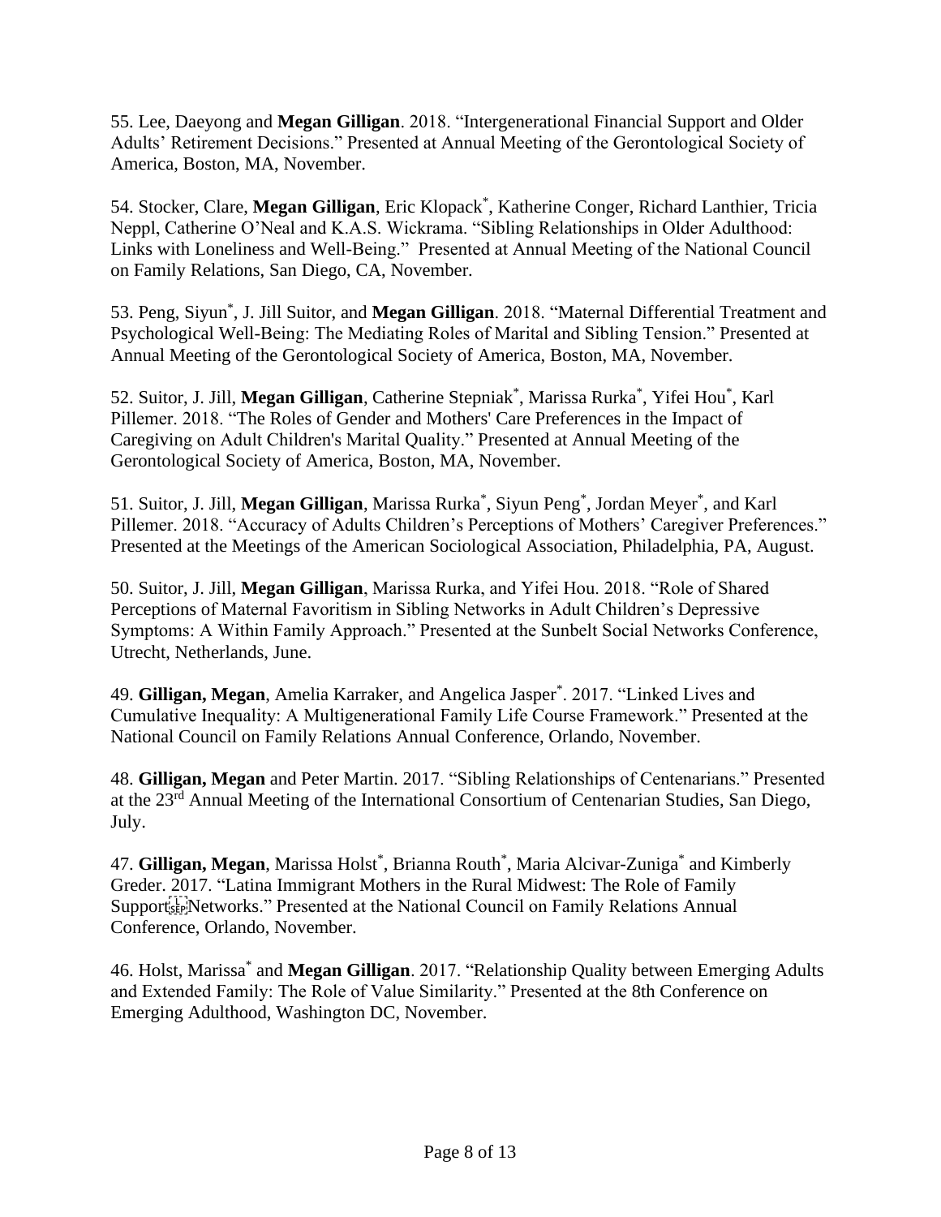55. Lee, Daeyong and **Megan Gilligan**. 2018. "Intergenerational Financial Support and Older Adults' Retirement Decisions." Presented at Annual Meeting of the Gerontological Society of America, Boston, MA, November.

54. Stocker, Clare, **Megan Gilligan**, Eric Klopack*, Katherine Conger, Richard Lanthier, Tricia Neppl, Catherine O'Neal and K.A.S. Wickrama. "Sibling Relationships in Older Adulthood: Links with Loneliness and Well-Being." Presented at Annual Meeting of the National Council on Family Relations, San Diego, CA, November.

53. Peng, Siyun*, J. Jill Suitor, and **Megan Gilligan**. 2018. "Maternal Differential Treatment and Psychological Well-Being: The Mediating Roles of Marital and Sibling Tension." Presented at Annual Meeting of the Gerontological Society of America, Boston, MA, November.

52. Suitor, J. Jill, **Megan Gilligan**, Catherine Stepniak*, Marissa Rurka*, Yifei Hou*, Karl Pillemer. 2018. "The Roles of Gender and Mothers' Care Preferences in the Impact of Caregiving on Adult Children's Marital Quality." Presented at Annual Meeting of the Gerontological Society of America, Boston, MA, November.

51. Suitor, J. Jill, **Megan Gilligan**, Marissa Rurka*, Siyun Peng*, Jordan Meyer*, and Karl Pillemer. 2018. "Accuracy of Adults Children's Perceptions of Mothers' Caregiver Preferences." Presented at the Meetings of the American Sociological Association, Philadelphia, PA, August.

50. Suitor, J. Jill, **Megan Gilligan**, Marissa Rurka, and Yifei Hou. 2018. "Role of Shared Perceptions of Maternal Favoritism in Sibling Networks in Adult Children's Depressive Symptoms: A Within Family Approach." Presented at the Sunbelt Social Networks Conference, Utrecht, Netherlands, June.

49. **Gilligan, Megan**, Amelia Karraker, and Angelica Jasper*. 2017. "Linked Lives and Cumulative Inequality: A Multigenerational Family Life Course Framework." Presented at the National Council on Family Relations Annual Conference, Orlando, November.

48. **Gilligan, Megan** and Peter Martin. 2017. "Sibling Relationships of Centenarians." Presented at the 23rd Annual Meeting of the International Consortium of Centenarian Studies, San Diego, July.

47. **Gilligan, Megan**, Marissa Holst*, Brianna Routh*, Maria Alcivar-Zuniga* and Kimberly Greder. 2017. "Latina Immigrant Mothers in the Rural Midwest: The Role of Family Support Networks." Presented at the National Council on Family Relations Annual Conference, Orlando, November.

46. Holst, Marissa* and **Megan Gilligan**. 2017. "Relationship Quality between Emerging Adults and Extended Family: The Role of Value Similarity." Presented at the 8th Conference on Emerging Adulthood, Washington DC, November.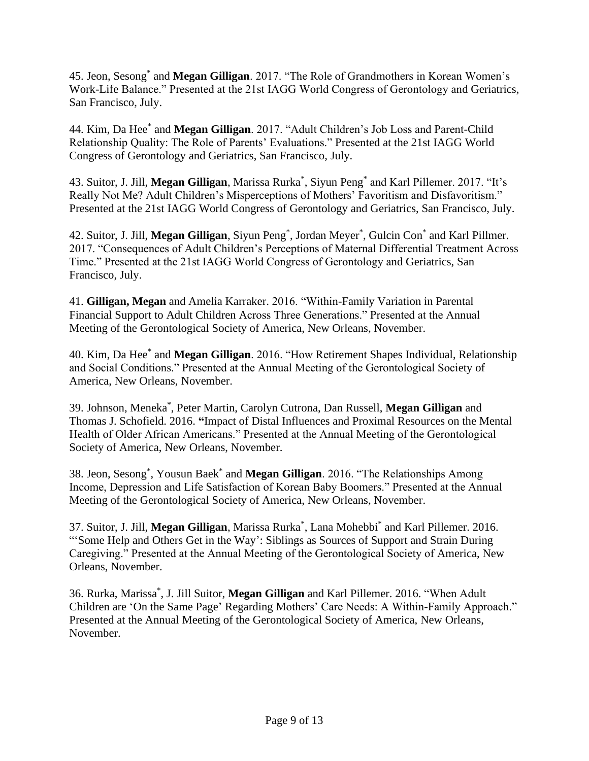45. Jeon, Sesong[*] and **Megan Gilligan**. 2017. "The Role of Grandmothers in Korean Women's Work-Life Balance." Presented at the 21st IAGG World Congress of Gerontology and Geriatrics, San Francisco, July.

44. Kim, Da Hee[*] and **Megan Gilligan**. 2017. "Adult Children's Job Loss and Parent-Child Relationship Quality: The Role of Parents' Evaluations." Presented at the 21st IAGG World Congress of Gerontology and Geriatrics, San Francisco, July.

43. Suitor, J. Jill, **Megan Gilligan**, Marissa Rurka[*], Siyun Peng[*] and Karl Pillemer. 2017. "It's Really Not Me? Adult Children's Misperceptions of Mothers' Favoritism and Disfavoritism." Presented at the 21st IAGG World Congress of Gerontology and Geriatrics, San Francisco, July.

42. Suitor, J. Jill, **Megan Gilligan**, Siyun Peng[*], Jordan Meyer[*], Gulcin Con[*] and Karl Pillmer. 2017. "Consequences of Adult Children's Perceptions of Maternal Differential Treatment Across Time." Presented at the 21st IAGG World Congress of Gerontology and Geriatrics, San Francisco, July.

41. **Gilligan, Megan** and Amelia Karraker. 2016. "Within-Family Variation in Parental Financial Support to Adult Children Across Three Generations." Presented at the Annual Meeting of the Gerontological Society of America, New Orleans, November.

40. Kim, Da Hee[*] and **Megan Gilligan**. 2016. "How Retirement Shapes Individual, Relationship and Social Conditions." Presented at the Annual Meeting of the Gerontological Society of America, New Orleans, November.

39. Johnson, Meneka[*], Peter Martin, Carolyn Cutrona, Dan Russell, **Megan Gilligan** and Thomas J. Schofield. 2016. "Impact of Distal Influences and Proximal Resources on the Mental Health of Older African Americans." Presented at the Annual Meeting of the Gerontological Society of America, New Orleans, November.

38. Jeon, Sesong[*], Yousun Baek[*] and **Megan Gilligan**. 2016. "The Relationships Among Income, Depression and Life Satisfaction of Korean Baby Boomers." Presented at the Annual Meeting of the Gerontological Society of America, New Orleans, November.

37. Suitor, J. Jill, **Megan Gilligan**, Marissa Rurka[*], Lana Mohebbi[*] and Karl Pillemer. 2016. "'Some Help and Others Get in the Way': Siblings as Sources of Support and Strain During Caregiving." Presented at the Annual Meeting of the Gerontological Society of America, New Orleans, November.

36. Rurka, Marissa[*], J. Jill Suitor, **Megan Gilligan** and Karl Pillemer. 2016. "When Adult Children are 'On the Same Page' Regarding Mothers' Care Needs: A Within-Family Approach." Presented at the Annual Meeting of the Gerontological Society of America, New Orleans, November.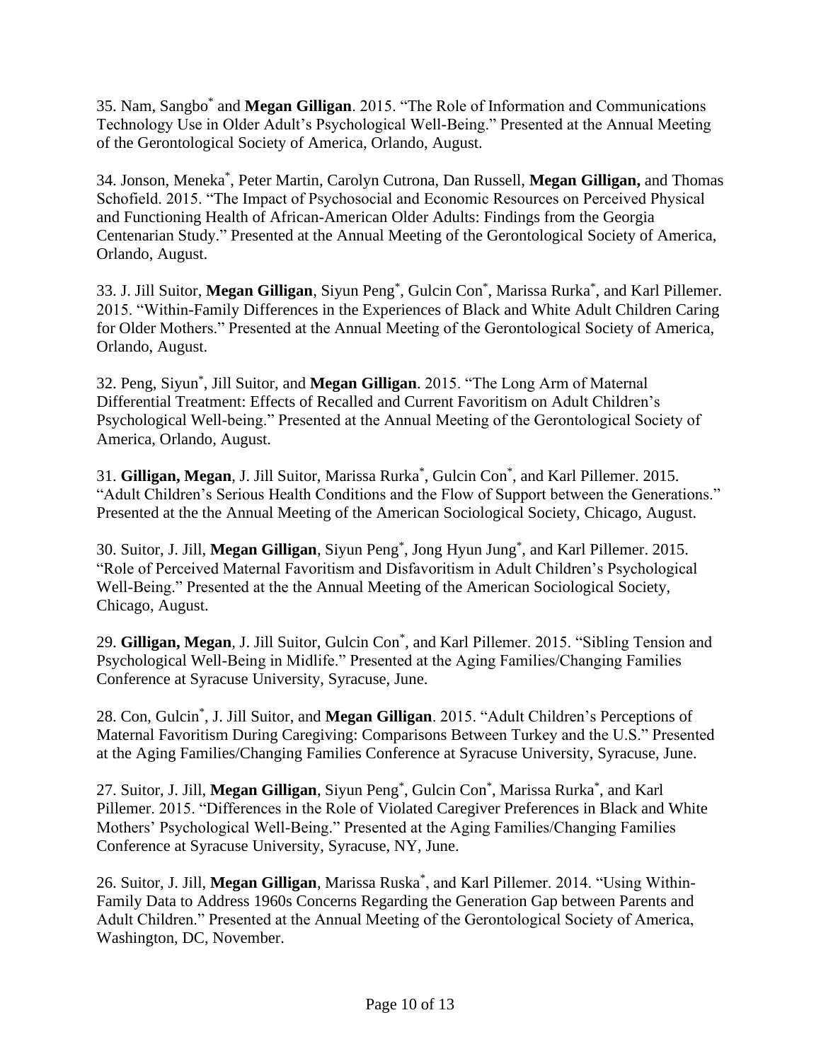35. Nam, Sangbo* and **Megan Gilligan**. 2015. "The Role of Information and Communications Technology Use in Older Adult's Psychological Well-Being." Presented at the Annual Meeting of the Gerontological Society of America, Orlando, August.

34. Jonson, Meneka*, Peter Martin, Carolyn Cutrona, Dan Russell, **Megan Gilligan,** and Thomas Schofield. 2015. "The Impact of Psychosocial and Economic Resources on Perceived Physical and Functioning Health of African-American Older Adults: Findings from the Georgia Centenarian Study." Presented at the Annual Meeting of the Gerontological Society of America, Orlando, August.

33. J. Jill Suitor, **Megan Gilligan**, Siyun Peng*, Gulcin Con*, Marissa Rurka*, and Karl Pillemer. 2015. "Within-Family Differences in the Experiences of Black and White Adult Children Caring for Older Mothers." Presented at the Annual Meeting of the Gerontological Society of America, Orlando, August.

32. Peng, Siyun*, Jill Suitor, and **Megan Gilligan**. 2015. "The Long Arm of Maternal Differential Treatment: Effects of Recalled and Current Favoritism on Adult Children's Psychological Well-being." Presented at the Annual Meeting of the Gerontological Society of America, Orlando, August.

31. **Gilligan, Megan**, J. Jill Suitor, Marissa Rurka*, Gulcin Con*, and Karl Pillemer. 2015. "Adult Children's Serious Health Conditions and the Flow of Support between the Generations." Presented at the the Annual Meeting of the American Sociological Society, Chicago, August.

30. Suitor, J. Jill, **Megan Gilligan**, Siyun Peng*, Jong Hyun Jung*, and Karl Pillemer. 2015. "Role of Perceived Maternal Favoritism and Disfavoritism in Adult Children's Psychological Well-Being." Presented at the the Annual Meeting of the American Sociological Society, Chicago, August.

29. **Gilligan, Megan**, J. Jill Suitor, Gulcin Con*, and Karl Pillemer. 2015. "Sibling Tension and Psychological Well-Being in Midlife." Presented at the Aging Families/Changing Families Conference at Syracuse University, Syracuse, June.

28. Con, Gulcin*, J. Jill Suitor, and **Megan Gilligan**. 2015. "Adult Children's Perceptions of Maternal Favoritism During Caregiving: Comparisons Between Turkey and the U.S." Presented at the Aging Families/Changing Families Conference at Syracuse University, Syracuse, June.

27. Suitor, J. Jill, **Megan Gilligan**, Siyun Peng*, Gulcin Con*, Marissa Rurka*, and Karl Pillemer. 2015. "Differences in the Role of Violated Caregiver Preferences in Black and White Mothers' Psychological Well-Being." Presented at the Aging Families/Changing Families Conference at Syracuse University, Syracuse, NY, June.

26. Suitor, J. Jill, **Megan Gilligan**, Marissa Ruska*, and Karl Pillemer. 2014. "Using Within-Family Data to Address 1960s Concerns Regarding the Generation Gap between Parents and Adult Children." Presented at the Annual Meeting of the Gerontological Society of America, Washington, DC, November.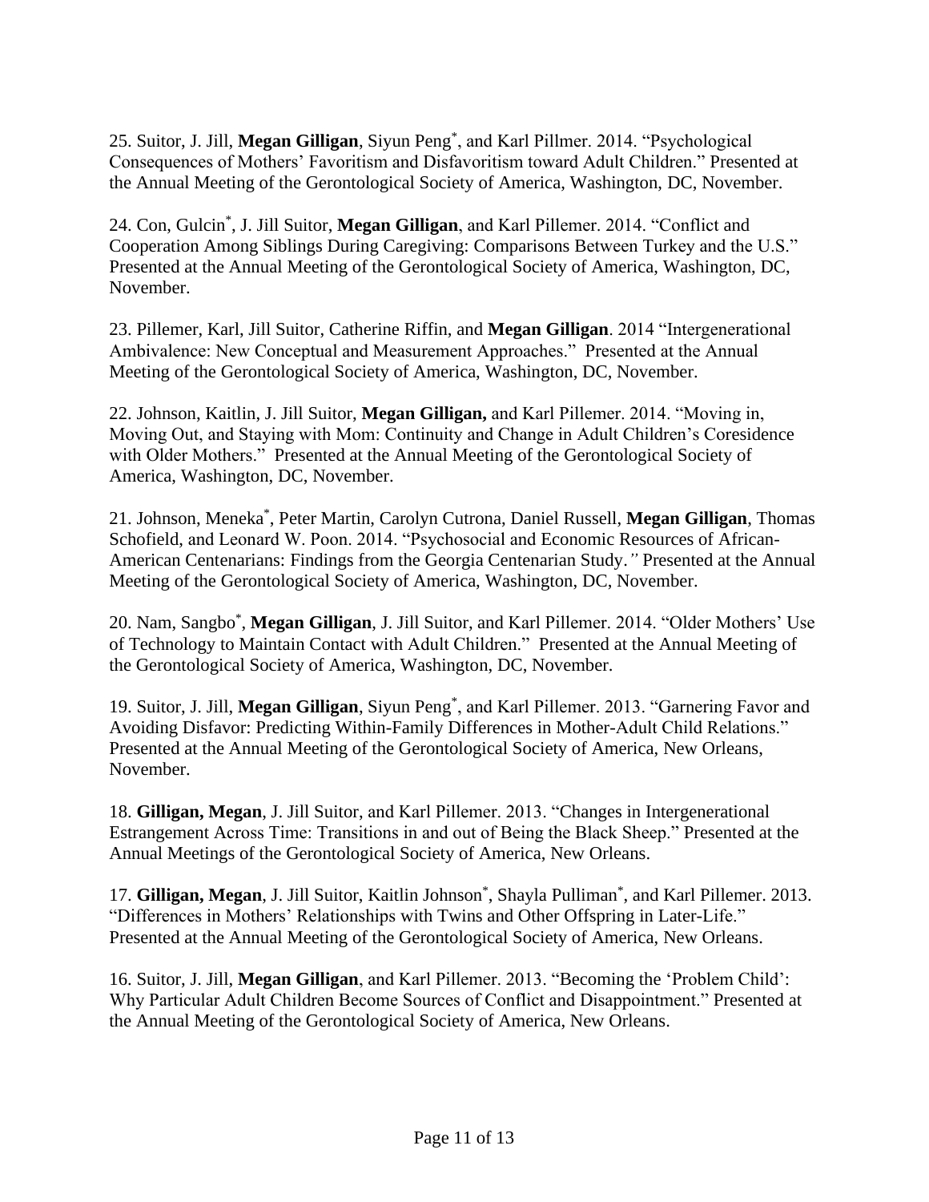25. Suitor, J. Jill, **Megan Gilligan**, Siyun Peng*, and Karl Pillmer. 2014. "Psychological Consequences of Mothers' Favoritism and Disfavoritism toward Adult Children." Presented at the Annual Meeting of the Gerontological Society of America, Washington, DC, November.

24. Con, Gulcin*, J. Jill Suitor, **Megan Gilligan**, and Karl Pillemer. 2014. "Conflict and Cooperation Among Siblings During Caregiving: Comparisons Between Turkey and the U.S." Presented at the Annual Meeting of the Gerontological Society of America, Washington, DC, November.

23. Pillemer, Karl, Jill Suitor, Catherine Riffin, and **Megan Gilligan**. 2014 "Intergenerational Ambivalence: New Conceptual and Measurement Approaches." Presented at the Annual Meeting of the Gerontological Society of America, Washington, DC, November.

22. Johnson, Kaitlin, J. Jill Suitor, **Megan Gilligan,** and Karl Pillemer. 2014. "Moving in, Moving Out, and Staying with Mom: Continuity and Change in Adult Children's Coresidence with Older Mothers." Presented at the Annual Meeting of the Gerontological Society of America, Washington, DC, November.

21. Johnson, Meneka*, Peter Martin, Carolyn Cutrona, Daniel Russell, **Megan Gilligan**, Thomas Schofield, and Leonard W. Poon. 2014. "Psychosocial and Economic Resources of African-American Centenarians: Findings from the Georgia Centenarian Study." Presented at the Annual Meeting of the Gerontological Society of America, Washington, DC, November.

20. Nam, Sangbo*, **Megan Gilligan**, J. Jill Suitor, and Karl Pillemer. 2014. "Older Mothers' Use of Technology to Maintain Contact with Adult Children." Presented at the Annual Meeting of the Gerontological Society of America, Washington, DC, November.

19. Suitor, J. Jill, **Megan Gilligan**, Siyun Peng*, and Karl Pillemer. 2013. "Garnering Favor and Avoiding Disfavor: Predicting Within-Family Differences in Mother-Adult Child Relations." Presented at the Annual Meeting of the Gerontological Society of America, New Orleans, November.

18. **Gilligan, Megan**, J. Jill Suitor, and Karl Pillemer. 2013. "Changes in Intergenerational Estrangement Across Time: Transitions in and out of Being the Black Sheep." Presented at the Annual Meetings of the Gerontological Society of America, New Orleans.

17. **Gilligan, Megan**, J. Jill Suitor, Kaitlin Johnson*, Shayla Pulliman*, and Karl Pillemer. 2013. "Differences in Mothers' Relationships with Twins and Other Offspring in Later-Life." Presented at the Annual Meeting of the Gerontological Society of America, New Orleans.

16. Suitor, J. Jill, **Megan Gilligan**, and Karl Pillemer. 2013. "Becoming the 'Problem Child': Why Particular Adult Children Become Sources of Conflict and Disappointment." Presented at the Annual Meeting of the Gerontological Society of America, New Orleans.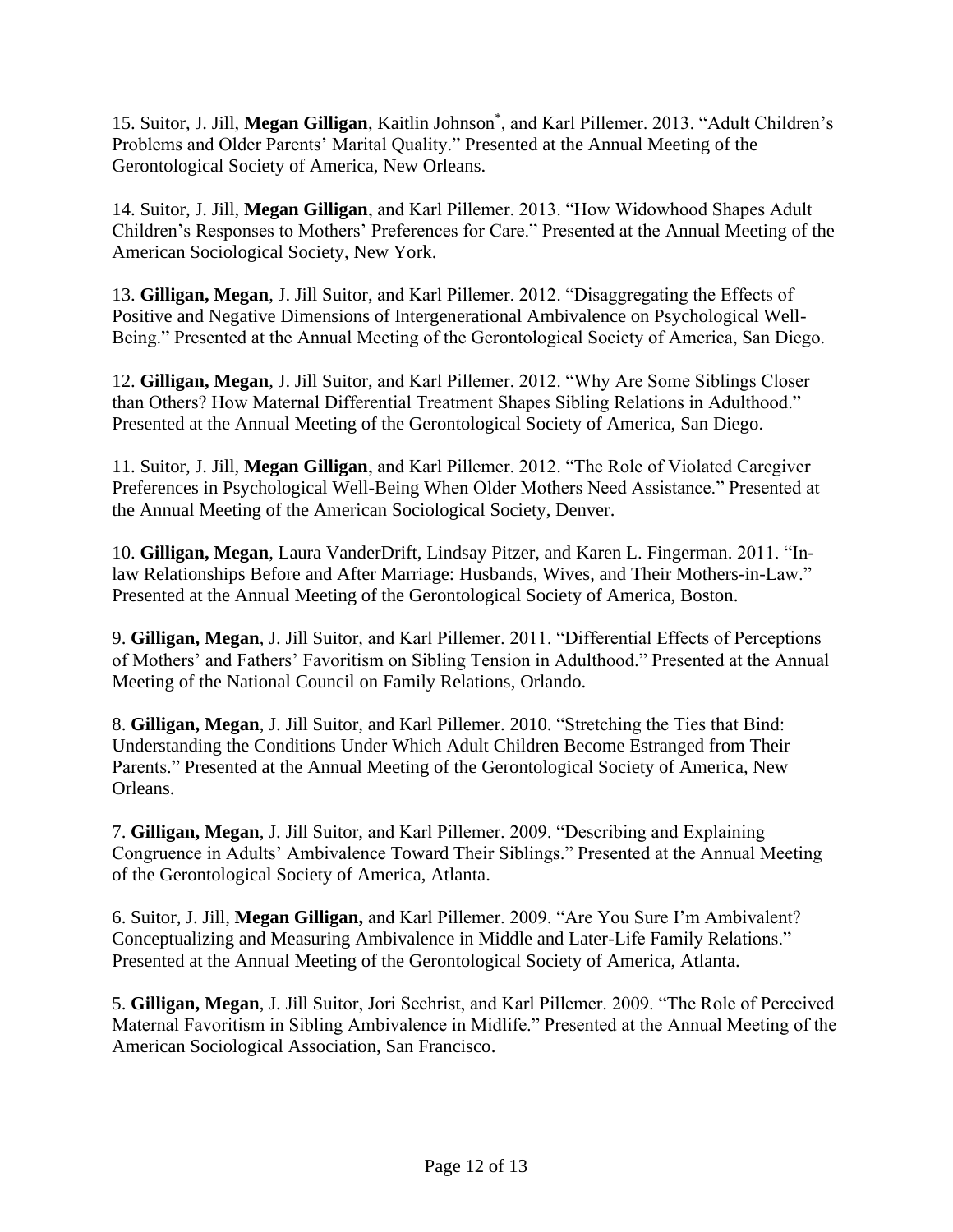15. Suitor, J. Jill, **Megan Gilligan**, Kaitlin Johnson[*], and Karl Pillemer. 2013. "Adult Children's Problems and Older Parents' Marital Quality." Presented at the Annual Meeting of the Gerontological Society of America, New Orleans.

14. Suitor, J. Jill, **Megan Gilligan**, and Karl Pillemer. 2013. "How Widowhood Shapes Adult Children's Responses to Mothers' Preferences for Care." Presented at the Annual Meeting of the American Sociological Society, New York.

13. **Gilligan, Megan**, J. Jill Suitor, and Karl Pillemer. 2012. "Disaggregating the Effects of Positive and Negative Dimensions of Intergenerational Ambivalence on Psychological Well-Being." Presented at the Annual Meeting of the Gerontological Society of America, San Diego.

12. **Gilligan, Megan**, J. Jill Suitor, and Karl Pillemer. 2012. "Why Are Some Siblings Closer than Others? How Maternal Differential Treatment Shapes Sibling Relations in Adulthood." Presented at the Annual Meeting of the Gerontological Society of America, San Diego.

11. Suitor, J. Jill, **Megan Gilligan**, and Karl Pillemer. 2012. "The Role of Violated Caregiver Preferences in Psychological Well-Being When Older Mothers Need Assistance." Presented at the Annual Meeting of the American Sociological Society, Denver.

10. **Gilligan, Megan**, Laura VanderDrift, Lindsay Pitzer, and Karen L. Fingerman. 2011. "In-law Relationships Before and After Marriage: Husbands, Wives, and Their Mothers-in-Law." Presented at the Annual Meeting of the Gerontological Society of America, Boston.

9. **Gilligan, Megan**, J. Jill Suitor, and Karl Pillemer. 2011. "Differential Effects of Perceptions of Mothers' and Fathers' Favoritism on Sibling Tension in Adulthood." Presented at the Annual Meeting of the National Council on Family Relations, Orlando.

8. **Gilligan, Megan**, J. Jill Suitor, and Karl Pillemer. 2010. "Stretching the Ties that Bind: Understanding the Conditions Under Which Adult Children Become Estranged from Their Parents." Presented at the Annual Meeting of the Gerontological Society of America, New Orleans.

7. **Gilligan, Megan**, J. Jill Suitor, and Karl Pillemer. 2009. "Describing and Explaining Congruence in Adults' Ambivalence Toward Their Siblings." Presented at the Annual Meeting of the Gerontological Society of America, Atlanta.

6. Suitor, J. Jill, **Megan Gilligan,** and Karl Pillemer. 2009. "Are You Sure I'm Ambivalent? Conceptualizing and Measuring Ambivalence in Middle and Later-Life Family Relations." Presented at the Annual Meeting of the Gerontological Society of America, Atlanta.

5. **Gilligan, Megan**, J. Jill Suitor, Jori Sechrist, and Karl Pillemer. 2009. "The Role of Perceived Maternal Favoritism in Sibling Ambivalence in Midlife." Presented at the Annual Meeting of the American Sociological Association, San Francisco.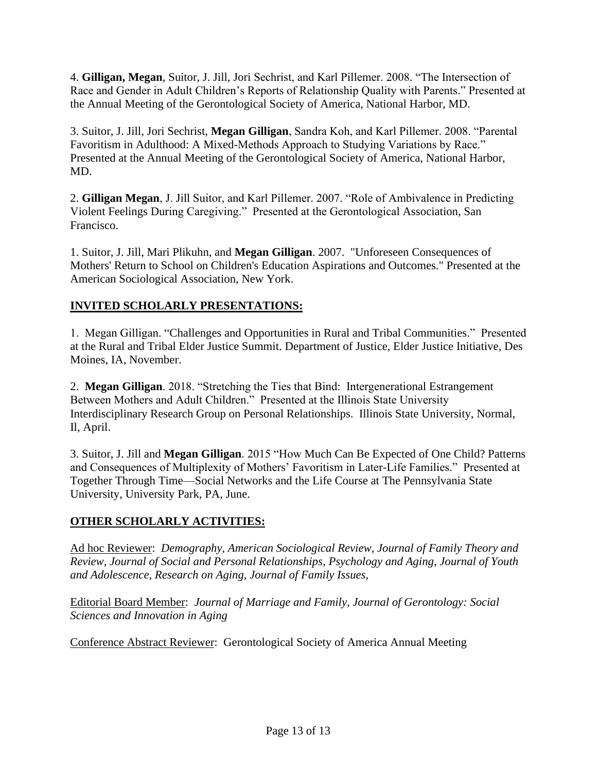4. **Gilligan, Megan**, Suitor, J. Jill, Jori Sechrist, and Karl Pillemer. 2008. "The Intersection of Race and Gender in Adult Children's Reports of Relationship Quality with Parents." Presented at the Annual Meeting of the Gerontological Society of America, National Harbor, MD.

3. Suitor, J. Jill, Jori Sechrist, **Megan Gilligan**, Sandra Koh, and Karl Pillemer. 2008. "Parental Favoritism in Adulthood: A Mixed-Methods Approach to Studying Variations by Race." Presented at the Annual Meeting of the Gerontological Society of America, National Harbor, MD.

2. **Gilligan Megan**, J. Jill Suitor, and Karl Pillemer. 2007. "Role of Ambivalence in Predicting Violent Feelings During Caregiving." Presented at the Gerontological Association, San Francisco.

1. Suitor, J. Jill, Mari Plikuhn, and **Megan Gilligan**. 2007. "Unforeseen Consequences of Mothers' Return to School on Children's Education Aspirations and Outcomes." Presented at the American Sociological Association, New York.

## INVITED SCHOLARLY PRESENTATIONS:

1. Megan Gilligan. "Challenges and Opportunities in Rural and Tribal Communities." Presented at the Rural and Tribal Elder Justice Summit. Department of Justice, Elder Justice Initiative, Des Moines, IA, November.

2. **Megan Gilligan**. 2018. "Stretching the Ties that Bind: Intergenerational Estrangement Between Mothers and Adult Children." Presented at the Illinois State University Interdisciplinary Research Group on Personal Relationships. Illinois State University, Normal, Il, April.

3. Suitor, J. Jill and **Megan Gilligan**. 2015 "How Much Can Be Expected of One Child? Patterns and Consequences of Multiplexity of Mothers' Favoritism in Later-Life Families." Presented at Together Through Time—Social Networks and the Life Course at The Pennsylvania State University, University Park, PA, June.

## OTHER SCHOLARLY ACTIVITIES:

Ad hoc Reviewer: *Demography, American Sociological Review, Journal of Family Theory and Review, Journal of Social and Personal Relationships, Psychology and Aging, Journal of Youth and Adolescence, Research on Aging, Journal of Family Issues,*

Editorial Board Member: *Journal of Marriage and Family, Journal of Gerontology: Social Sciences and Innovation in Aging*

Conference Abstract Reviewer: Gerontological Society of America Annual Meeting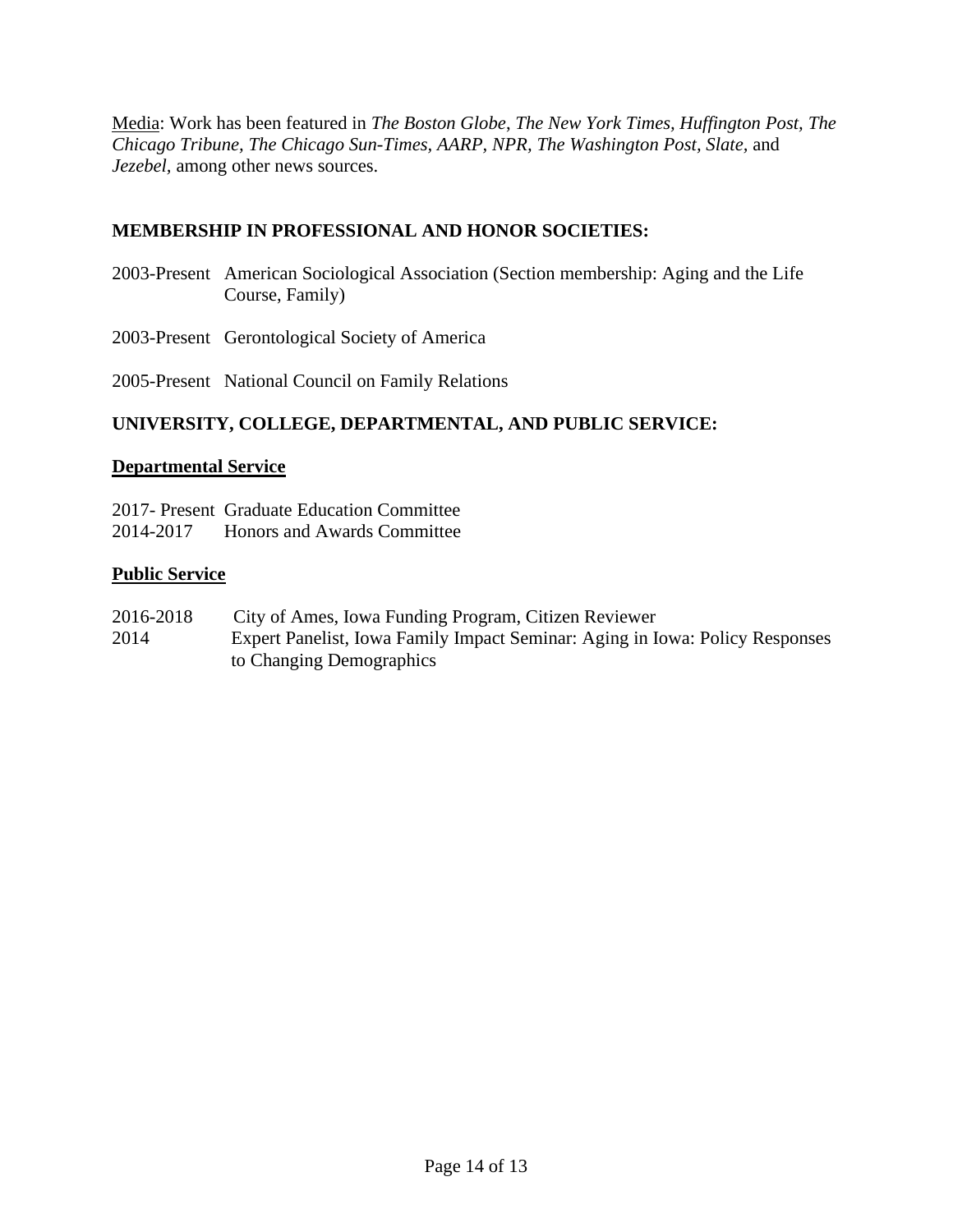Media: Work has been featured in *The Boston Globe*, *The New York Times, Huffington Post, The Chicago Tribune, The Chicago Sun-Times, AARP, NPR, The Washington Post, Slate*, and *Jezebel*, among other news sources.

## MEMBERSHIP IN PROFESSIONAL AND HONOR SOCIETIES:

2003-Present American Sociological Association (Section membership: Aging and the Life Course, Family)

2003-Present Gerontological Society of America

2005-Present National Council on Family Relations

## UNIVERSITY, COLLEGE, DEPARTMENTAL, AND PUBLIC SERVICE:

### Departmental Service

2017- Present Graduate Education Committee
2014-2017 Honors and Awards Committee

### Public Service

2016-2018 City of Ames, Iowa Funding Program, Citizen Reviewer
2014 Expert Panelist, Iowa Family Impact Seminar: Aging in Iowa: Policy Responses to Changing Demographics